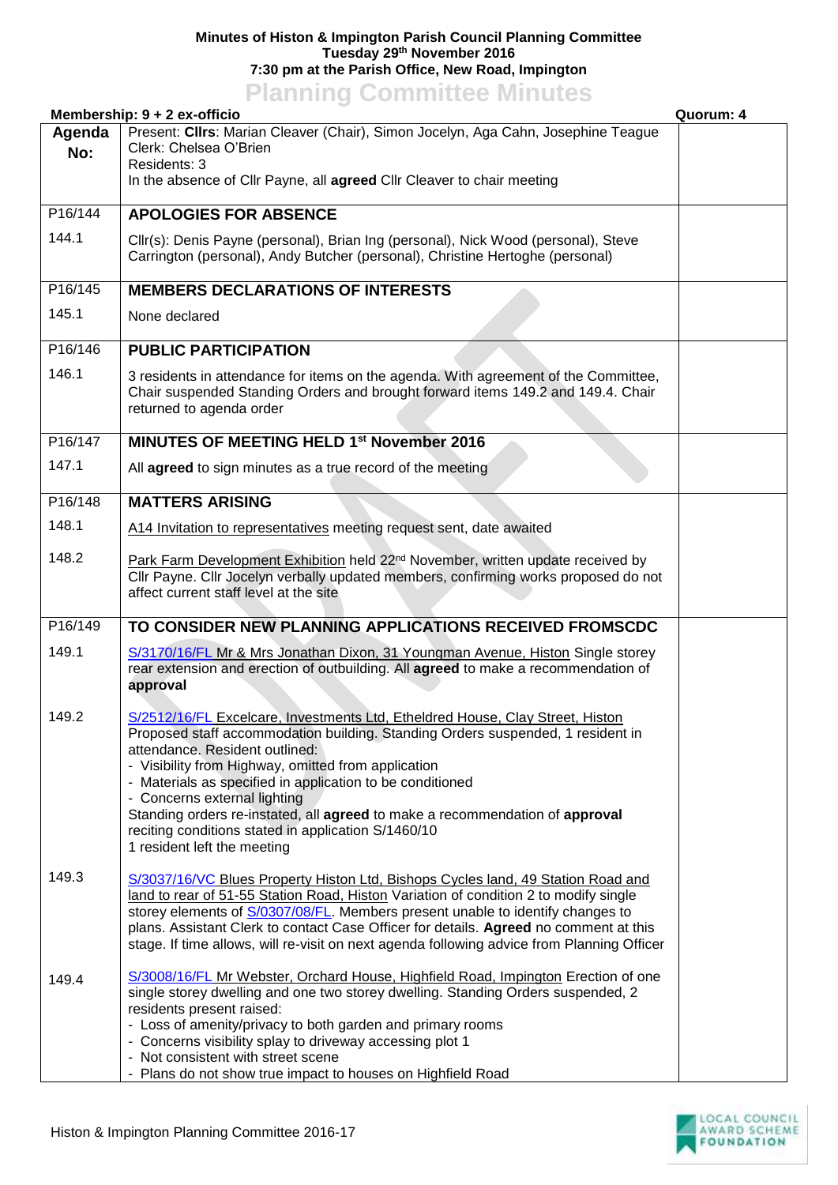**Minutes of Histon & Impington Parish Council Planning Committee**
**Tuesday 29th November 2016**
**7:30 pm at the Parish Office, New Road, Impington**

# Planning Committee Minutes

**Membership: 9 + 2 ex-officio** **Quorum: 4**

| Agenda No: | Present: **Cllrs**: Marian Cleaver (Chair), Simon Jocelyn, Aga Cahn, Josephine Teague<br>Clerk: Chelsea O'Brien<br>Residents: 3<br>In the absence of Cllr Payne, all **agreed** Cllr Cleaver to chair meeting | |
|---|---|---|
| P16/144 | **APOLOGIES FOR ABSENCE** | |
| 144.1 | Cllr(s): Denis Payne (personal), Brian Ing (personal), Nick Wood (personal), Steve Carrington (personal), Andy Butcher (personal), Christine Hertoghe (personal) | |
| P16/145 | **MEMBERS DECLARATIONS OF INTERESTS** | |
| 145.1 | None declared | |
| P16/146 | **PUBLIC PARTICIPATION** | |
| 146.1 | 3 residents in attendance for items on the agenda. With agreement of the Committee, Chair suspended Standing Orders and brought forward items 149.2 and 149.4. Chair returned to agenda order | |
| P16/147 | **MINUTES OF MEETING HELD 1st November 2016** | |
| 147.1 | All **agreed** to sign minutes as a true record of the meeting | |
| P16/148 | **MATTERS ARISING** | |
| 148.1 | A14 Invitation to representatives meeting request sent, date awaited | |
| 148.2 | Park Farm Development Exhibition held 22nd November, written update received by Cllr Payne. Cllr Jocelyn verbally updated members, confirming works proposed do not affect current staff level at the site | |
| P16/149 | **TO CONSIDER NEW PLANNING APPLICATIONS RECEIVED FROMSCDC** | |
| 149.1 | S/3170/16/FL Mr & Mrs Jonathan Dixon, 31 Youngman Avenue, Histon Single storey rear extension and erection of outbuilding. All **agreed** to make a recommendation of **approval** | |
| 149.2 | S/2512/16/FL Excelcare, Investments Ltd, Etheldred House, Clay Street, Histon Proposed staff accommodation building. Standing Orders suspended, 1 resident in attendance. Resident outlined:<br>- Visibility from Highway, omitted from application<br>- Materials as specified in application to be conditioned<br>- Concerns external lighting<br>Standing orders re-instated, all **agreed** to make a recommendation of **approval** reciting conditions stated in application S/1460/10<br>1 resident left the meeting | |
| 149.3 | S/3037/16/VC Blues Property Histon Ltd, Bishops Cycles land, 49 Station Road and land to rear of 51-55 Station Road, Histon Variation of condition 2 to modify single storey elements of S/0307/08/FL. Members present unable to identify changes to plans. Assistant Clerk to contact Case Officer for details. **Agreed** no comment at this stage. If time allows, will re-visit on next agenda following advice from Planning Officer | |
| 149.4 | S/3008/16/FL Mr Webster, Orchard House, Highfield Road, Impington Erection of one single storey dwelling and one two storey dwelling. Standing Orders suspended, 2 residents present raised:<br>- Loss of amenity/privacy to both garden and primary rooms<br>- Concerns visibility splay to driveway accessing plot 1<br>- Not consistent with street scene<br>- Plans do not show true impact to houses on Highfield Road | |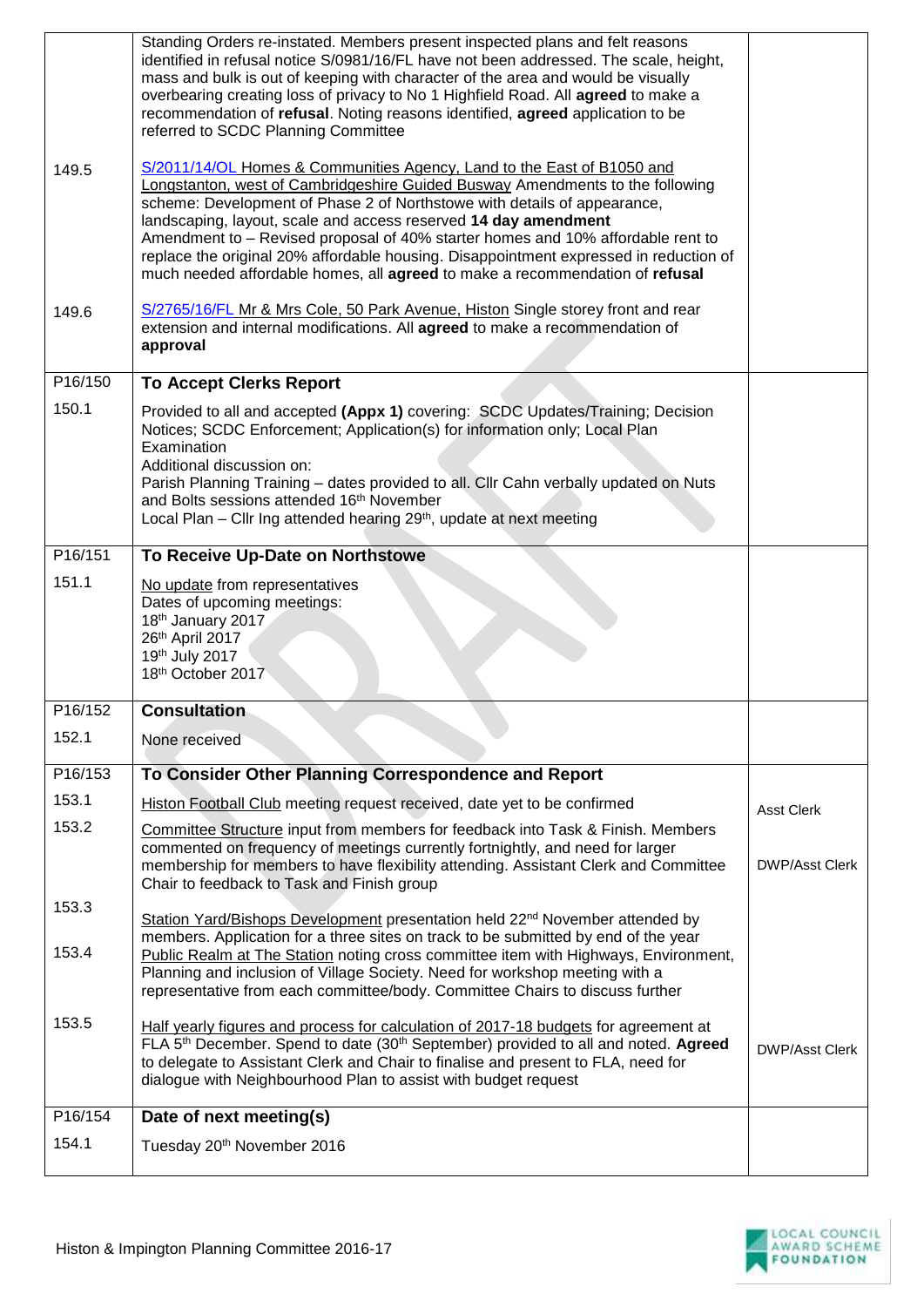| | | |
|---|---|---|
| | Standing Orders re-instated. Members present inspected plans and felt reasons identified in refusal notice S/0981/16/FL have not been addressed. The scale, height, mass and bulk is out of keeping with character of the area and would be visually overbearing creating loss of privacy to No 1 Highfield Road. All **agreed** to make a recommendation of **refusal**. Noting reasons identified, **agreed** application to be referred to SCDC Planning Committee | |
| 149.5 | S/2011/14/OL Homes & Communities Agency, Land to the East of B1050 and Longstanton, west of Cambridgeshire Guided Busway Amendments to the following scheme: Development of Phase 2 of Northstowe with details of appearance, landscaping, layout, scale and access reserved **14 day amendment** Amendment to – Revised proposal of 40% starter homes and 10% affordable rent to replace the original 20% affordable housing. Disappointment expressed in reduction of much needed affordable homes, all **agreed** to make a recommendation of **refusal** | |
| 149.6 | S/2765/16/FL Mr & Mrs Cole, 50 Park Avenue, Histon Single storey front and rear extension and internal modifications. All **agreed** to make a recommendation of **approval** | |
| P16/150 | **To Accept Clerks Report** | |
| 150.1 | Provided to all and accepted **(Appx 1)** covering: SCDC Updates/Training; Decision Notices; SCDC Enforcement; Application(s) for information only; Local Plan Examination<br>Additional discussion on:<br>Parish Planning Training – dates provided to all. Cllr Cahn verbally updated on Nuts and Bolts sessions attended 16th November<br>Local Plan – Cllr Ing attended hearing 29th, update at next meeting | |
| P16/151 | **To Receive Up-Date on Northstowe** | |
| 151.1 | No update from representatives<br>Dates of upcoming meetings:<br>18th January 2017<br>26th April 2017<br>19th July 2017<br>18th October 2017 | |
| P16/152 | **Consultation** | |
| 152.1 | None received | |
| P16/153 | **To Consider Other Planning Correspondence and Report** | |
| 153.1 | Histon Football Club meeting request received, date yet to be confirmed | Asst Clerk |
| 153.2 | Committee Structure input from members for feedback into Task & Finish. Members commented on frequency of meetings currently fortnightly, and need for larger membership for members to have flexibility attending. Assistant Clerk and Committee Chair to feedback to Task and Finish group | DWP/Asst Clerk |
| 153.3 | Station Yard/Bishops Development presentation held 22nd November attended by members. Application for a three sites on track to be submitted by end of the year | |
| 153.4 | Public Realm at The Station noting cross committee item with Highways, Environment, Planning and inclusion of Village Society. Need for workshop meeting with a representative from each committee/body. Committee Chairs to discuss further | |
| 153.5 | Half yearly figures and process for calculation of 2017-18 budgets for agreement at FLA 5th December. Spend to date (30th September) provided to all and noted. **Agreed** to delegate to Assistant Clerk and Chair to finalise and present to FLA, need for dialogue with Neighbourhood Plan to assist with budget request | DWP/Asst Clerk |
| P16/154 | **Date of next meeting(s)** | |
| 154.1 | Tuesday 20th November 2016 | |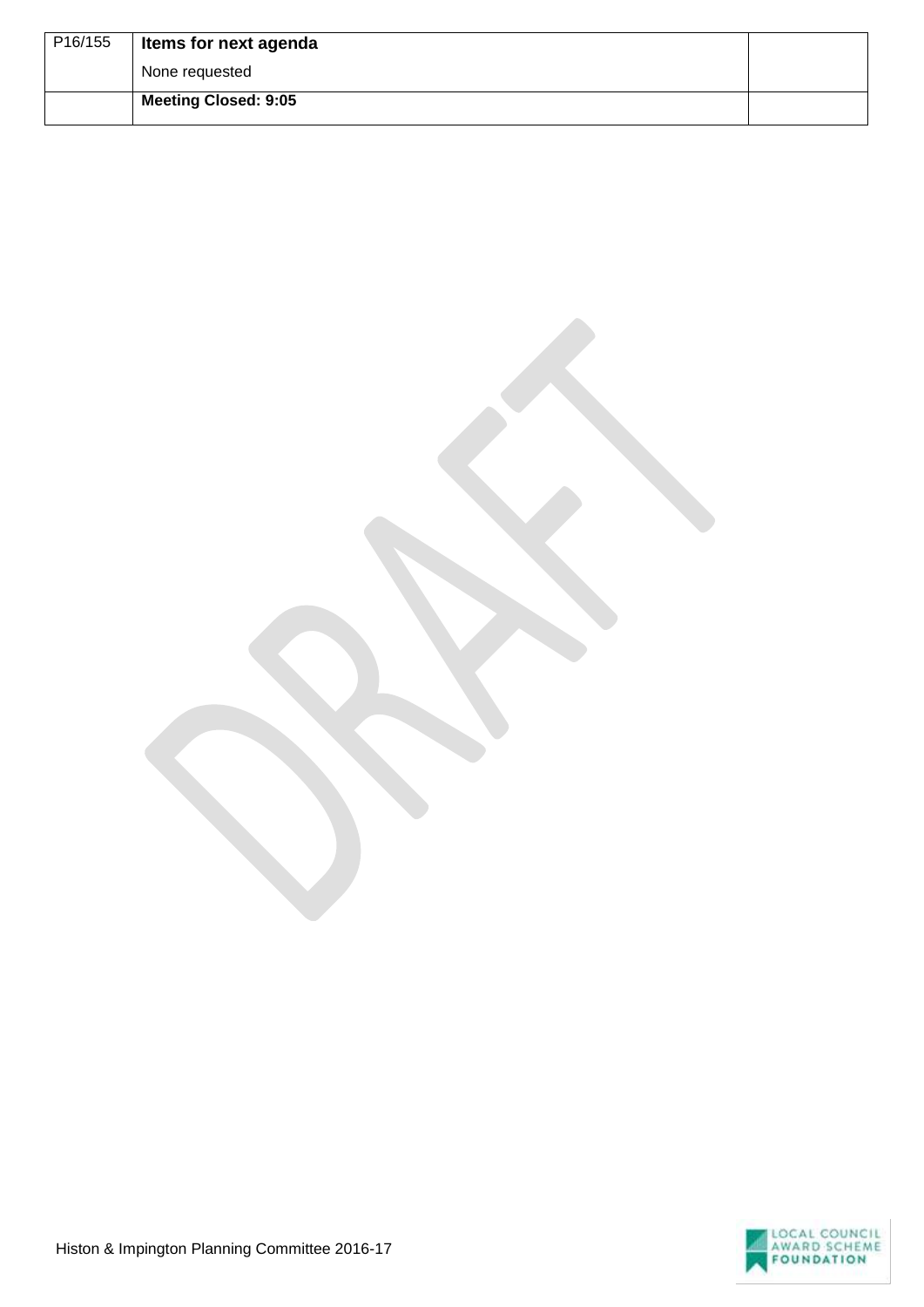| | | |
|---|---|---|
| P16/155 | **Items for next agenda**<br>None requested | |
| | **Meeting Closed: 9:05** | |